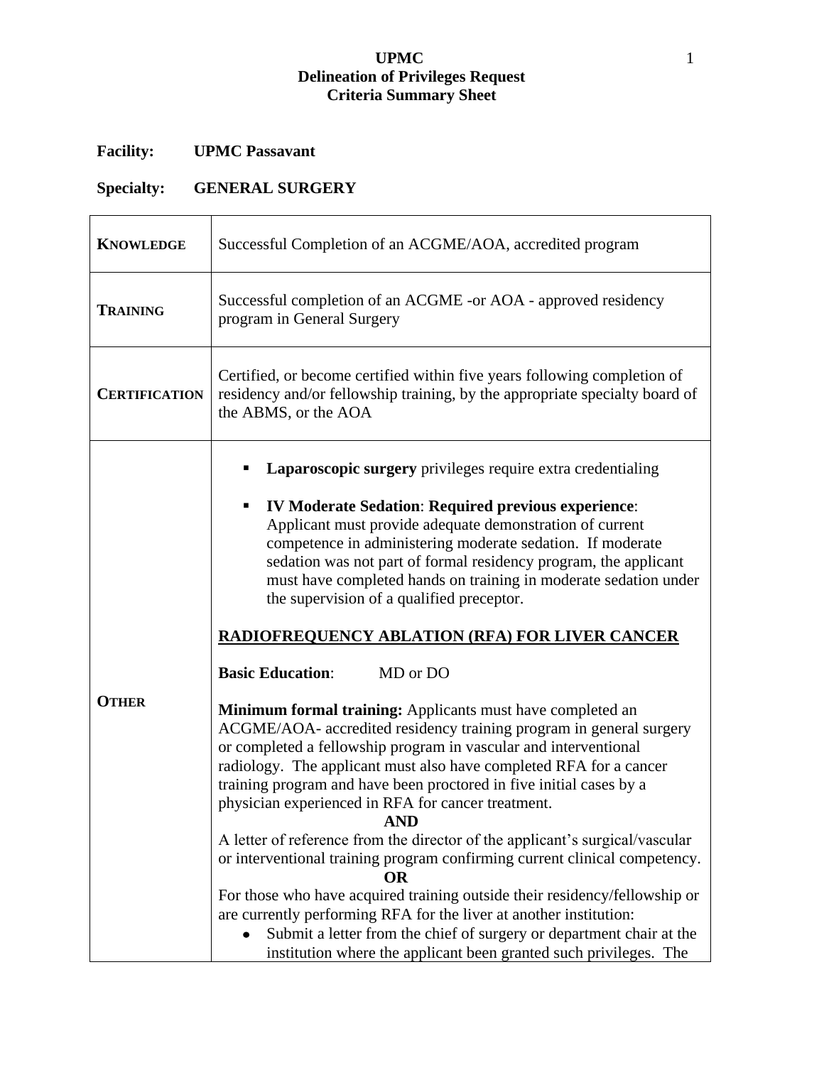**UPMC**
**Delineation of Privileges Request**
**Criteria Summary Sheet**

**Facility:** UPMC Passavant

**Specialty:** GENERAL SURGERY

| | |
|---|---|
| **KNOWLEDGE** | Successful Completion of an ACGME/AOA, accredited program |
| **TRAINING** | Successful completion of an ACGME -or AOA - approved residency program in General Surgery |
| **CERTIFICATION** | Certified, or become certified within five years following completion of residency and/or fellowship training, by the appropriate specialty board of the ABMS, or the AOA |
| **OTHER** | ▪ **Laparoscopic surgery** privileges require extra credentialing<br><br>▪ **IV Moderate Sedation**: **Required previous experience**: Applicant must provide adequate demonstration of current competence in administering moderate sedation. If moderate sedation was not part of formal residency program, the applicant must have completed hands on training in moderate sedation under the supervision of a qualified preceptor.<br><br>**<u>RADIOFREQUENCY ABLATION (RFA) FOR LIVER CANCER</u>**<br><br>**Basic Education**: MD or DO<br><br>**Minimum formal training:** Applicants must have completed an ACGME/AOA- accredited residency training program in general surgery or completed a fellowship program in vascular and interventional radiology. The applicant must also have completed RFA for a cancer training program and have been proctored in five initial cases by a physician experienced in RFA for cancer treatment.<br>**AND**<br>A letter of reference from the director of the applicant's surgical/vascular or interventional training program confirming current clinical competency.<br>**OR**<br>For those who have acquired training outside their residency/fellowship or are currently performing RFA for the liver at another institution:<br>• Submit a letter from the chief of surgery or department chair at the institution where the applicant been granted such privileges. The |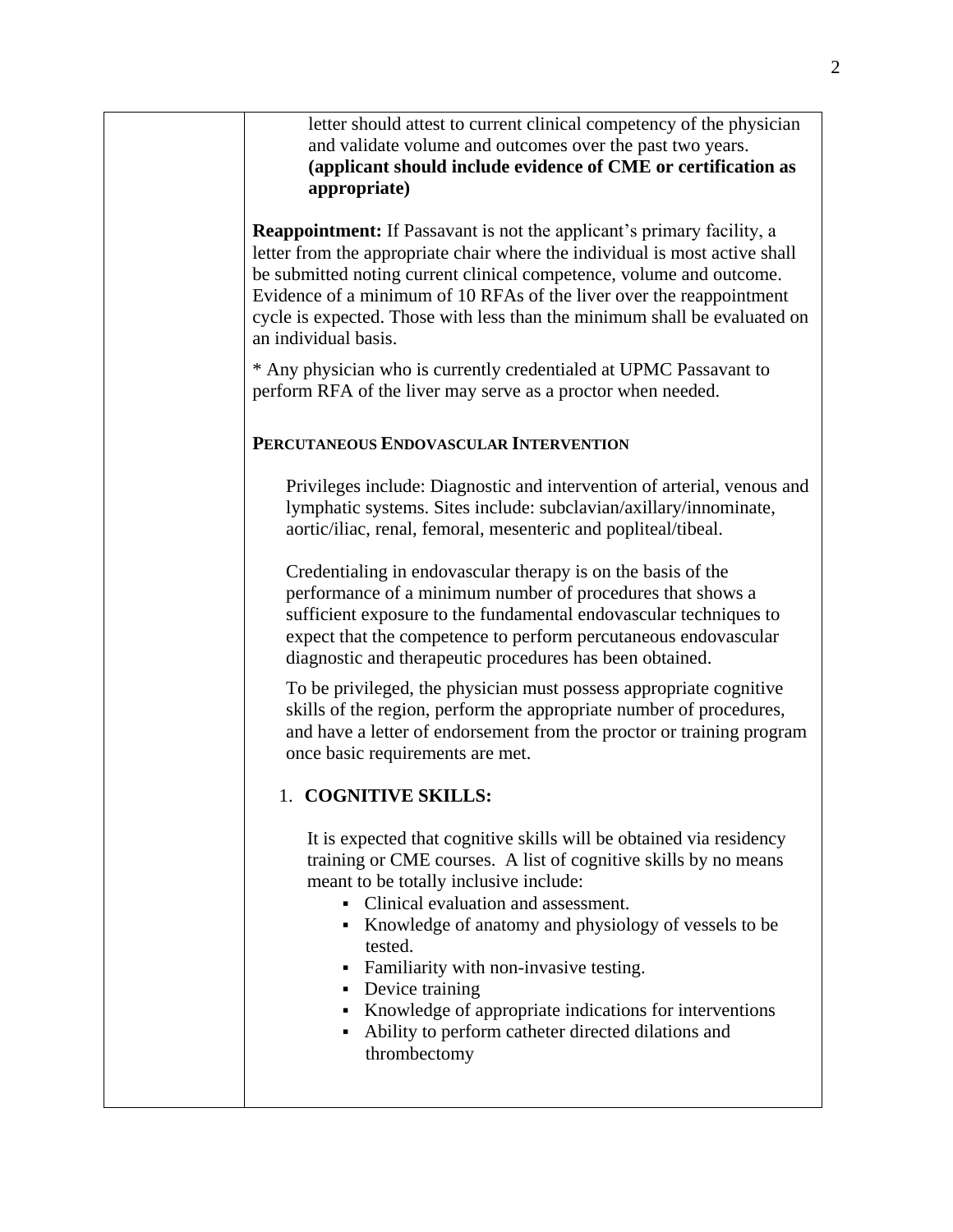letter should attest to current clinical competency of the physician and validate volume and outcomes over the past two years. **(applicant should include evidence of CME or certification as appropriate)**

**Reappointment:** If Passavant is not the applicant's primary facility, a letter from the appropriate chair where the individual is most active shall be submitted noting current clinical competence, volume and outcome. Evidence of a minimum of 10 RFAs of the liver over the reappointment cycle is expected. Those with less than the minimum shall be evaluated on an individual basis.

* Any physician who is currently credentialed at UPMC Passavant to perform RFA of the liver may serve as a proctor when needed.

**PERCUTANEOUS ENDOVASCULAR INTERVENTION**

Privileges include: Diagnostic and intervention of arterial, venous and lymphatic systems. Sites include: subclavian/axillary/innominate, aortic/iliac, renal, femoral, mesenteric and popliteal/tibeal.

Credentialing in endovascular therapy is on the basis of the performance of a minimum number of procedures that shows a sufficient exposure to the fundamental endovascular techniques to expect that the competence to perform percutaneous endovascular diagnostic and therapeutic procedures has been obtained.

To be privileged, the physician must possess appropriate cognitive skills of the region, perform the appropriate number of procedures, and have a letter of endorsement from the proctor or training program once basic requirements are met.

1. **COGNITIVE SKILLS:**

   It is expected that cognitive skills will be obtained via residency training or CME courses. A list of cognitive skills by no means meant to be totally inclusive include:

   - Clinical evaluation and assessment.
   - Knowledge of anatomy and physiology of vessels to be tested.
   - Familiarity with non-invasive testing.
   - Device training
   - Knowledge of appropriate indications for interventions
   - Ability to perform catheter directed dilations and thrombectomy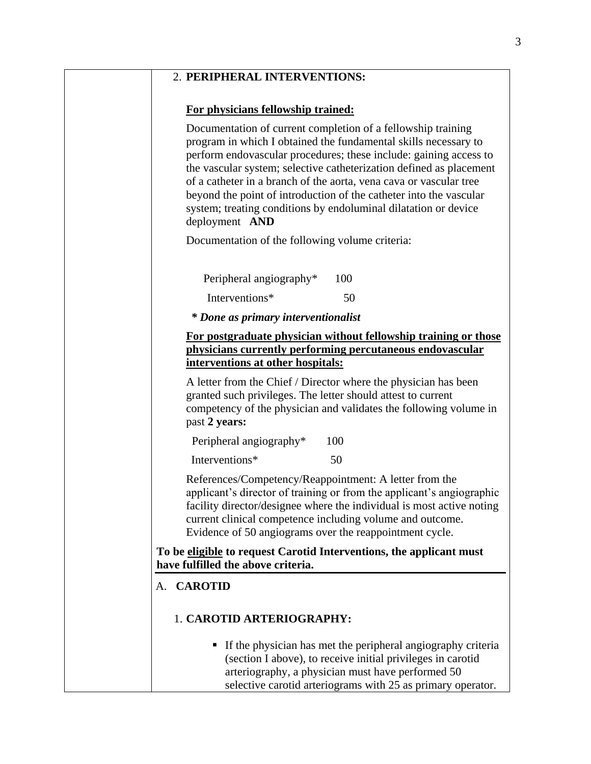### 2. PERIPHERAL INTERVENTIONS:

**<u>For physicians fellowship trained:</u>**

Documentation of current completion of a fellowship training program in which I obtained the fundamental skills necessary to perform endovascular procedures; these include: gaining access to the vascular system; selective catheterization defined as placement of a catheter in a branch of the aorta, vena cava or vascular tree beyond the point of introduction of the catheter into the vascular system; treating conditions by endoluminal dilatation or device deployment **AND**

Documentation of the following volume criteria:

| | |
|---|---|
| Peripheral angiography* | 100 |
| Interventions* | 50 |

***\* Done as primary interventionalist***

**<u>For postgraduate physician without fellowship training or those physicians currently performing percutaneous endovascular interventions at other hospitals:</u>**

A letter from the Chief / Director where the physician has been granted such privileges. The letter should attest to current competency of the physician and validates the following volume in past **2 years:**

| | |
|---|---|
| Peripheral angiography* | 100 |
| Interventions* | 50 |

References/Competency/Reappointment: A letter from the applicant's director of training or from the applicant's angiographic facility director/designee where the individual is most active noting current clinical competence including volume and outcome. Evidence of 50 angiograms over the reappointment cycle.

**To be <u>eligible</u> to request Carotid Interventions, the applicant must have fulfilled the above criteria.**

## A. CAROTID

### 1. CAROTID ARTERIOGRAPHY:

- If the physician has met the peripheral angiography criteria (section I above), to receive initial privileges in carotid arteriography, a physician must have performed 50 selective carotid arteriograms with 25 as primary operator.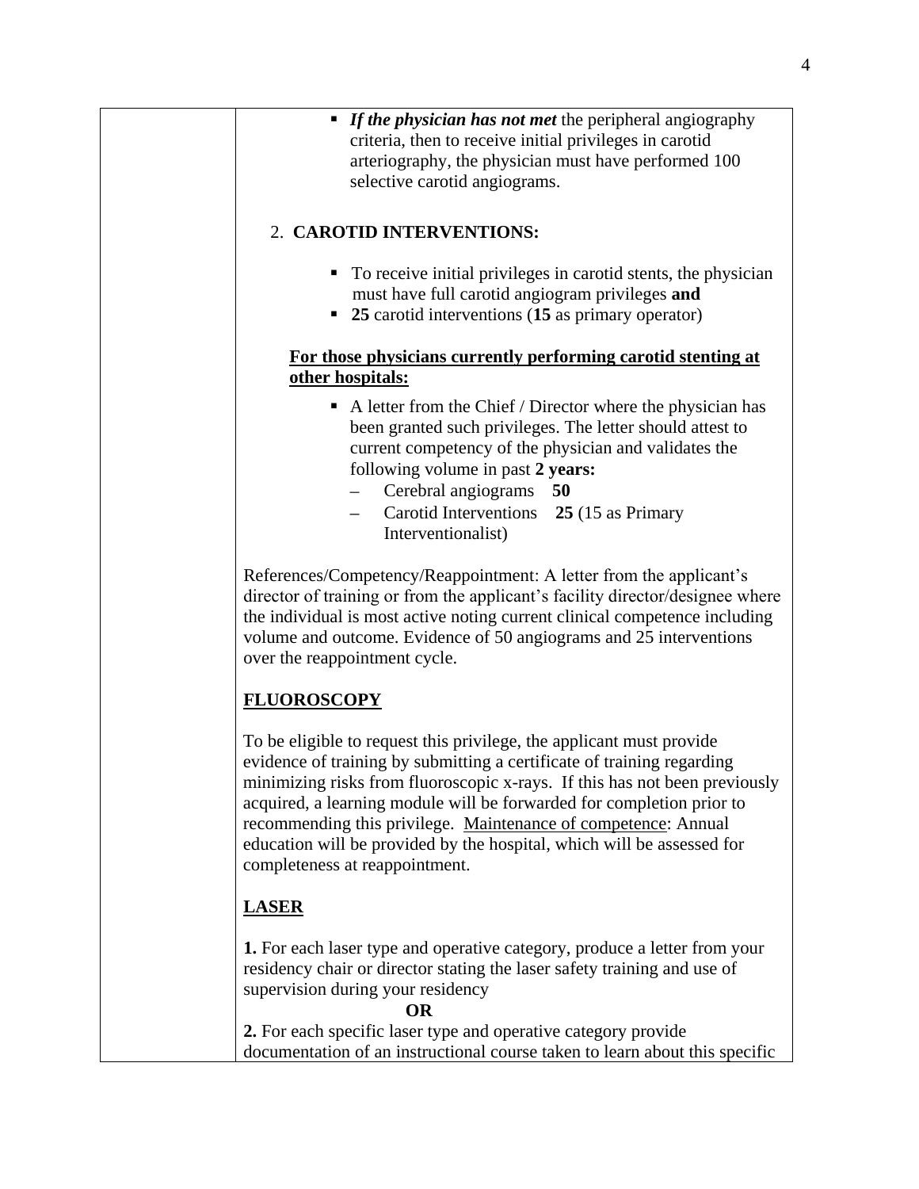- ***If the physician has not met*** the peripheral angiography criteria, then to receive initial privileges in carotid arteriography, the physician must have performed 100 selective carotid angiograms.

2. **CAROTID INTERVENTIONS:**

- To receive initial privileges in carotid stents, the physician must have full carotid angiogram privileges **and**
- **25** carotid interventions (**15** as primary operator)

**For those physicians currently performing carotid stenting at other hospitals:**

- A letter from the Chief / Director where the physician has been granted such privileges. The letter should attest to current competency of the physician and validates the following volume in past **2 years:**
  - Cerebral angiograms **50**
  - Carotid Interventions **25** (15 as Primary Interventionalist)

References/Competency/Reappointment: A letter from the applicant's director of training or from the applicant's facility director/designee where the individual is most active noting current clinical competence including volume and outcome. Evidence of 50 angiograms and 25 interventions over the reappointment cycle.

**FLUOROSCOPY**

To be eligible to request this privilege, the applicant must provide evidence of training by submitting a certificate of training regarding minimizing risks from fluoroscopic x-rays. If this has not been previously acquired, a learning module will be forwarded for completion prior to recommending this privilege. Maintenance of competence: Annual education will be provided by the hospital, which will be assessed for completeness at reappointment.

**LASER**

**1.** For each laser type and operative category, produce a letter from your residency chair or director stating the laser safety training and use of supervision during your residency

**OR**

**2.** For each specific laser type and operative category provide documentation of an instructional course taken to learn about this specific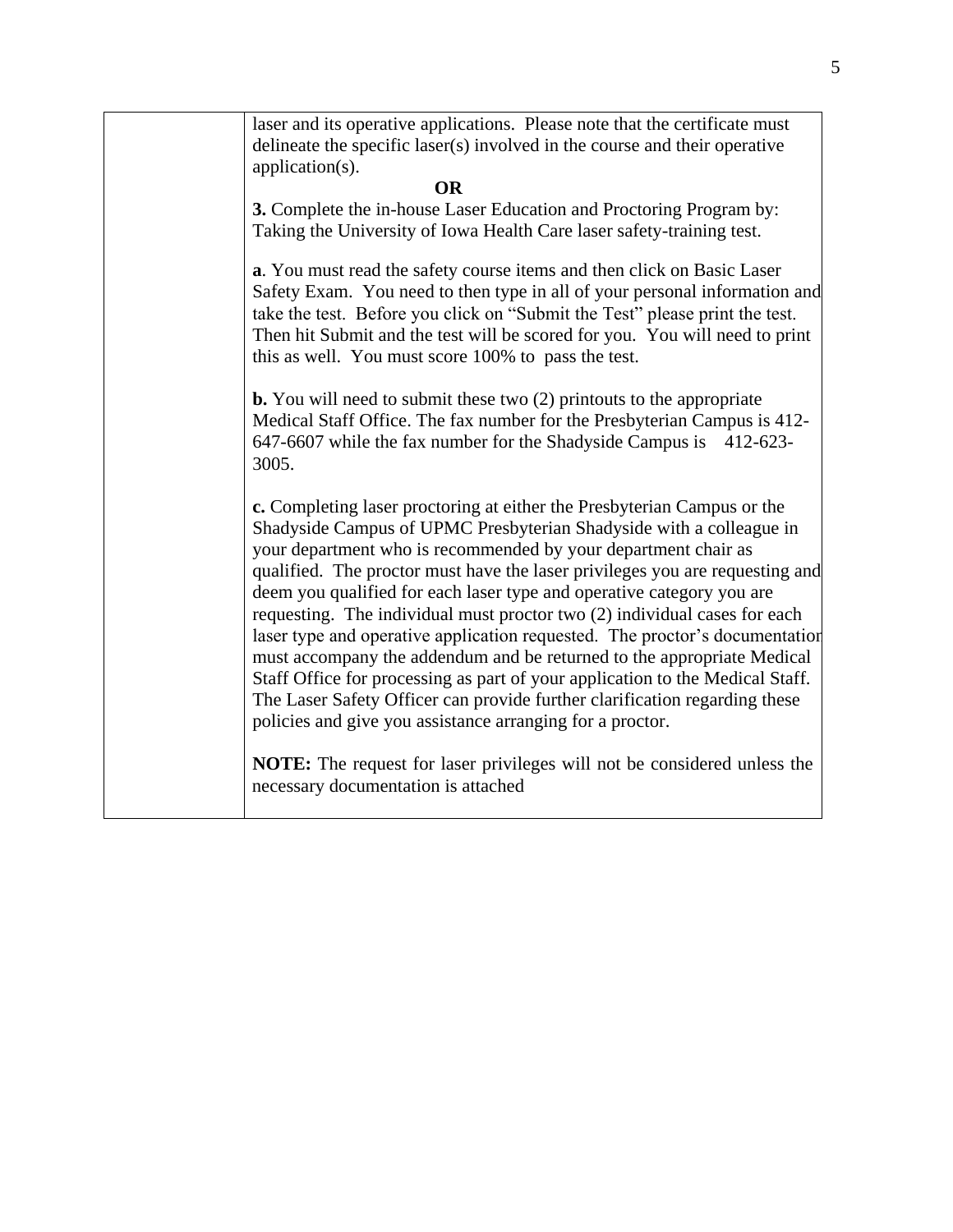| | |
|---|---|
| | laser and its operative applications. Please note that the certificate must delineate the specific laser(s) involved in the course and their operative application(s).<br><br>**OR**<br><br>**3.** Complete the in-house Laser Education and Proctoring Program by: Taking the University of Iowa Health Care laser safety-training test.<br><br>**a**. You must read the safety course items and then click on Basic Laser Safety Exam. You need to then type in all of your personal information and take the test. Before you click on "Submit the Test" please print the test. Then hit Submit and the test will be scored for you. You will need to print this as well. You must score 100% to pass the test.<br><br>**b.** You will need to submit these two (2) printouts to the appropriate Medical Staff Office. The fax number for the Presbyterian Campus is 412-647-6607 while the fax number for the Shadyside Campus is 412-623-3005.<br><br>**c.** Completing laser proctoring at either the Presbyterian Campus or the Shadyside Campus of UPMC Presbyterian Shadyside with a colleague in your department who is recommended by your department chair as qualified. The proctor must have the laser privileges you are requesting and deem you qualified for each laser type and operative category you are requesting. The individual must proctor two (2) individual cases for each laser type and operative application requested. The proctor's documentation must accompany the addendum and be returned to the appropriate Medical Staff Office for processing as part of your application to the Medical Staff. The Laser Safety Officer can provide further clarification regarding these policies and give you assistance arranging for a proctor.<br><br>**NOTE:** The request for laser privileges will not be considered unless the necessary documentation is attached |